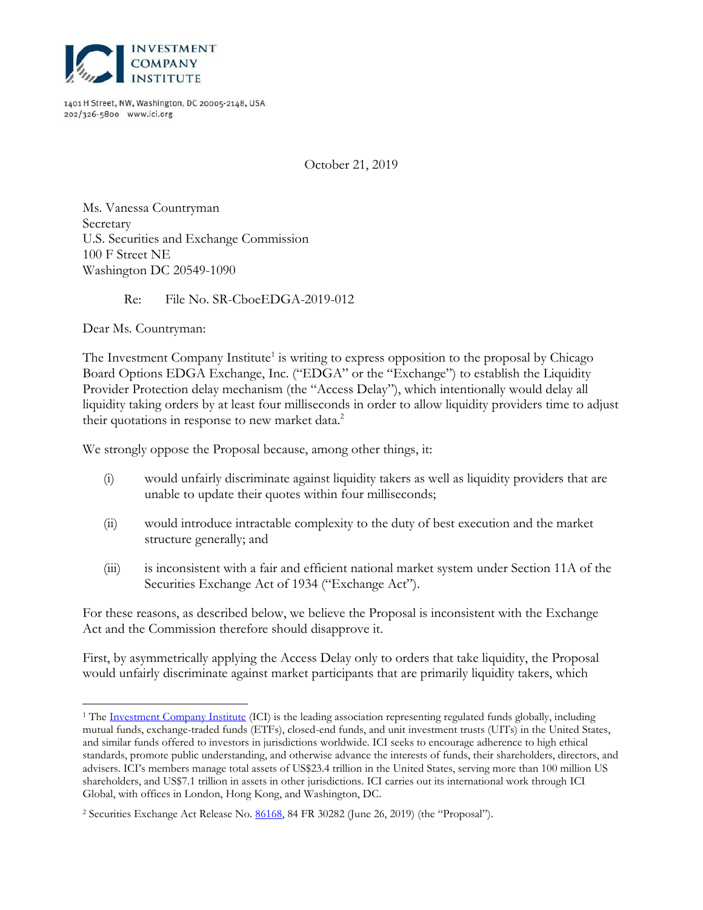INVESTMENT COMPANY INSTITUTE

1401 H Street, NW, Washington, DC 20005-2148, USA
202/326-5800 www.ici.org

October 21, 2019

Ms. Vanessa Countryman
Secretary
U.S. Securities and Exchange Commission
100 F Street NE
Washington DC 20549-1090

Re: File No. SR-CboeEDGA-2019-012

Dear Ms. Countryman:

The Investment Company Institute[1] is writing to express opposition to the proposal by Chicago Board Options EDGA Exchange, Inc. ("EDGA" or the "Exchange") to establish the Liquidity Provider Protection delay mechanism (the "Access Delay"), which intentionally would delay all liquidity taking orders by at least four milliseconds in order to allow liquidity providers time to adjust their quotations in response to new market data.[2]

We strongly oppose the Proposal because, among other things, it:

(i) would unfairly discriminate against liquidity takers as well as liquidity providers that are unable to update their quotes within four milliseconds;

(ii) would introduce intractable complexity to the duty of best execution and the market structure generally; and

(iii) is inconsistent with a fair and efficient national market system under Section 11A of the Securities Exchange Act of 1934 ("Exchange Act").

For these reasons, as described below, we believe the Proposal is inconsistent with the Exchange Act and the Commission therefore should disapprove it.

First, by asymmetrically applying the Access Delay only to orders that take liquidity, the Proposal would unfairly discriminate against market participants that are primarily liquidity takers, which

---

[1] The Investment Company Institute (ICI) is the leading association representing regulated funds globally, including mutual funds, exchange-traded funds (ETFs), closed-end funds, and unit investment trusts (UITs) in the United States, and similar funds offered to investors in jurisdictions worldwide. ICI seeks to encourage adherence to high ethical standards, promote public understanding, and otherwise advance the interests of funds, their shareholders, directors, and advisers. ICI's members manage total assets of US$23.4 trillion in the United States, serving more than 100 million US shareholders, and US$7.1 trillion in assets in other jurisdictions. ICI carries out its international work through ICI Global, with offices in London, Hong Kong, and Washington, DC.

[2] Securities Exchange Act Release No. 86168, 84 FR 30282 (June 26, 2019) (the "Proposal").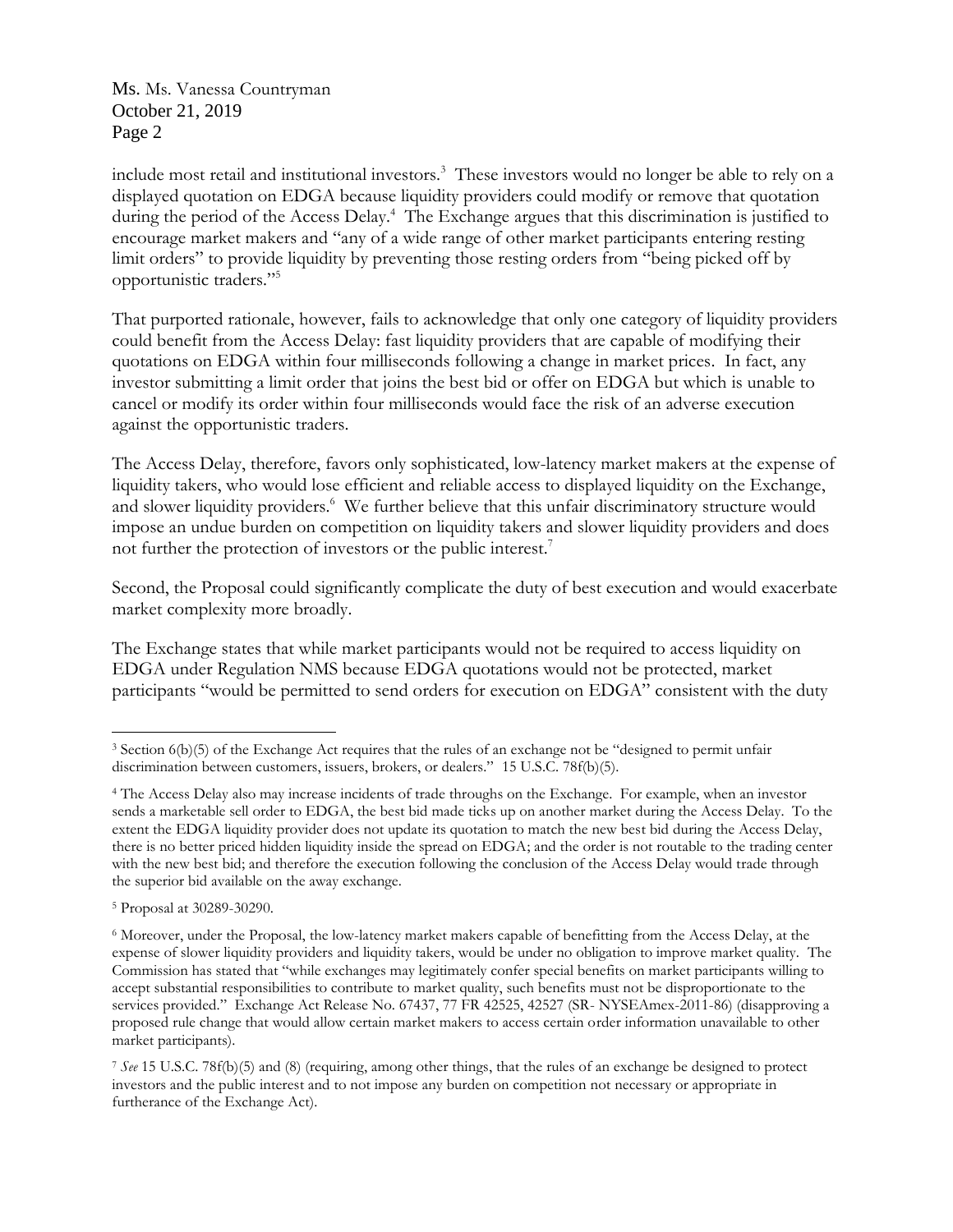include most retail and institutional investors.[3] These investors would no longer be able to rely on a displayed quotation on EDGA because liquidity providers could modify or remove that quotation during the period of the Access Delay.[4] The Exchange argues that this discrimination is justified to encourage market makers and "any of a wide range of other market participants entering resting limit orders" to provide liquidity by preventing those resting orders from "being picked off by opportunistic traders."[5]

That purported rationale, however, fails to acknowledge that only one category of liquidity providers could benefit from the Access Delay: fast liquidity providers that are capable of modifying their quotations on EDGA within four milliseconds following a change in market prices. In fact, any investor submitting a limit order that joins the best bid or offer on EDGA but which is unable to cancel or modify its order within four milliseconds would face the risk of an adverse execution against the opportunistic traders.

The Access Delay, therefore, favors only sophisticated, low-latency market makers at the expense of liquidity takers, who would lose efficient and reliable access to displayed liquidity on the Exchange, and slower liquidity providers.[6] We further believe that this unfair discriminatory structure would impose an undue burden on competition on liquidity takers and slower liquidity providers and does not further the protection of investors or the public interest.[7]

Second, the Proposal could significantly complicate the duty of best execution and would exacerbate market complexity more broadly.

The Exchange states that while market participants would not be required to access liquidity on EDGA under Regulation NMS because EDGA quotations would not be protected, market participants "would be permitted to send orders for execution on EDGA" consistent with the duty

---

[3] Section 6(b)(5) of the Exchange Act requires that the rules of an exchange not be "designed to permit unfair discrimination between customers, issuers, brokers, or dealers." 15 U.S.C. 78f(b)(5).

[4] The Access Delay also may increase incidents of trade throughs on the Exchange. For example, when an investor sends a marketable sell order to EDGA, the best bid made ticks up on another market during the Access Delay. To the extent the EDGA liquidity provider does not update its quotation to match the new best bid during the Access Delay, there is no better priced hidden liquidity inside the spread on EDGA; and the order is not routable to the trading center with the new best bid; and therefore the execution following the conclusion of the Access Delay would trade through the superior bid available on the away exchange.

[5] Proposal at 30289-30290.

[6] Moreover, under the Proposal, the low-latency market makers capable of benefitting from the Access Delay, at the expense of slower liquidity providers and liquidity takers, would be under no obligation to improve market quality. The Commission has stated that "while exchanges may legitimately confer special benefits on market participants willing to accept substantial responsibilities to contribute to market quality, such benefits must not be disproportionate to the services provided." Exchange Act Release No. 67437, 77 FR 42525, 42527 (SR- NYSEAmex-2011-86) (disapproving a proposed rule change that would allow certain market makers to access certain order information unavailable to other market participants).

[7] *See* 15 U.S.C. 78f(b)(5) and (8) (requiring, among other things, that the rules of an exchange be designed to protect investors and the public interest and to not impose any burden on competition not necessary or appropriate in furtherance of the Exchange Act).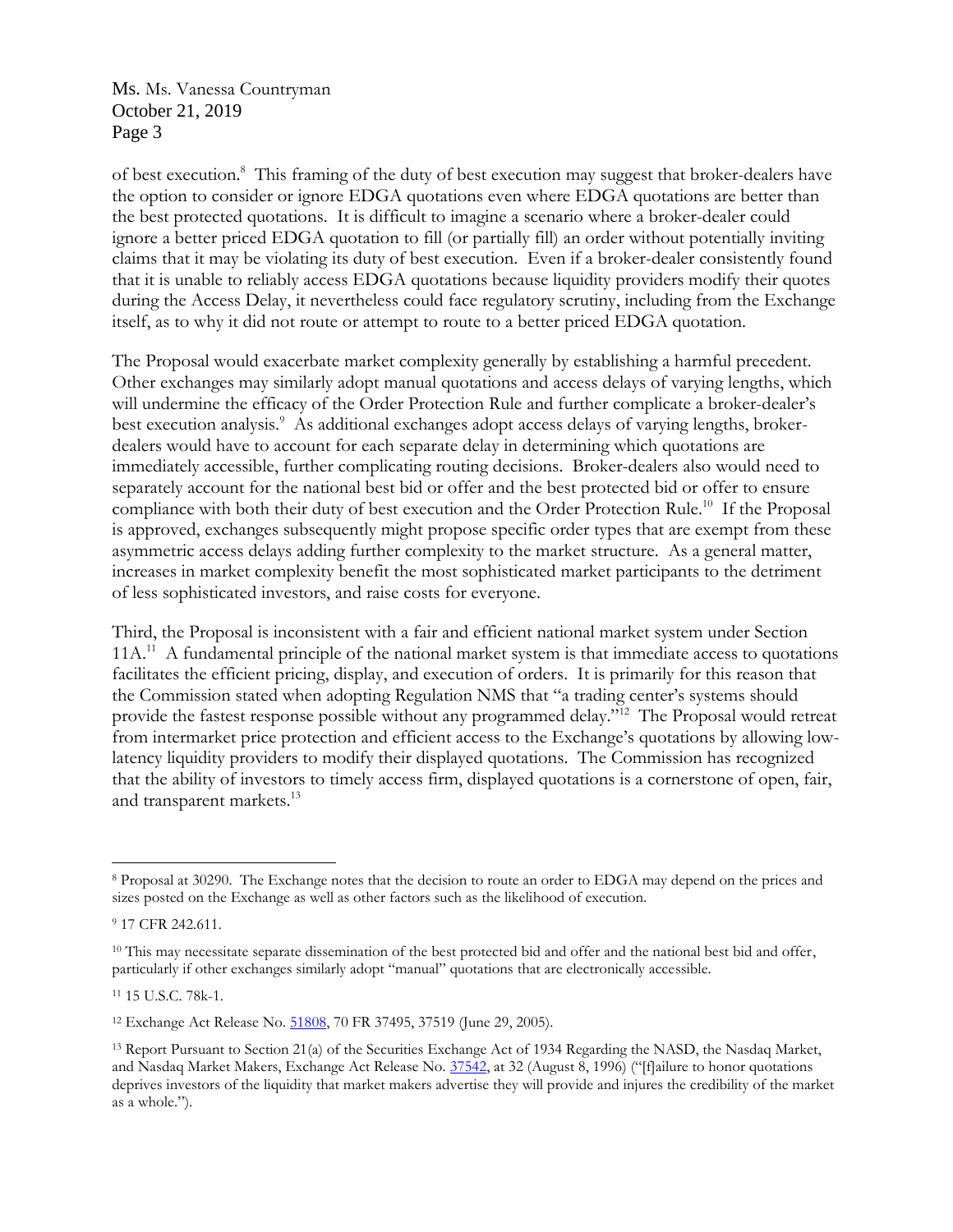of best execution.[8] This framing of the duty of best execution may suggest that broker-dealers have the option to consider or ignore EDGA quotations even where EDGA quotations are better than the best protected quotations. It is difficult to imagine a scenario where a broker-dealer could ignore a better priced EDGA quotation to fill (or partially fill) an order without potentially inviting claims that it may be violating its duty of best execution. Even if a broker-dealer consistently found that it is unable to reliably access EDGA quotations because liquidity providers modify their quotes during the Access Delay, it nevertheless could face regulatory scrutiny, including from the Exchange itself, as to why it did not route or attempt to route to a better priced EDGA quotation.

The Proposal would exacerbate market complexity generally by establishing a harmful precedent. Other exchanges may similarly adopt manual quotations and access delays of varying lengths, which will undermine the efficacy of the Order Protection Rule and further complicate a broker-dealer's best execution analysis.[9] As additional exchanges adopt access delays of varying lengths, broker-dealers would have to account for each separate delay in determining which quotations are immediately accessible, further complicating routing decisions. Broker-dealers also would need to separately account for the national best bid or offer and the best protected bid or offer to ensure compliance with both their duty of best execution and the Order Protection Rule.[10] If the Proposal is approved, exchanges subsequently might propose specific order types that are exempt from these asymmetric access delays adding further complexity to the market structure. As a general matter, increases in market complexity benefit the most sophisticated market participants to the detriment of less sophisticated investors, and raise costs for everyone.

Third, the Proposal is inconsistent with a fair and efficient national market system under Section 11A.[11] A fundamental principle of the national market system is that immediate access to quotations facilitates the efficient pricing, display, and execution of orders. It is primarily for this reason that the Commission stated when adopting Regulation NMS that "a trading center's systems should provide the fastest response possible without any programmed delay."[12] The Proposal would retreat from intermarket price protection and efficient access to the Exchange's quotations by allowing low-latency liquidity providers to modify their displayed quotations. The Commission has recognized that the ability of investors to timely access firm, displayed quotations is a cornerstone of open, fair, and transparent markets.[13]

---

[8] Proposal at 30290. The Exchange notes that the decision to route an order to EDGA may depend on the prices and sizes posted on the Exchange as well as other factors such as the likelihood of execution.

[9] 17 CFR 242.611.

[10] This may necessitate separate dissemination of the best protected bid and offer and the national best bid and offer, particularly if other exchanges similarly adopt "manual" quotations that are electronically accessible.

[11] 15 U.S.C. 78k-1.

[12] Exchange Act Release No. 51808, 70 FR 37495, 37519 (June 29, 2005).

[13] Report Pursuant to Section 21(a) of the Securities Exchange Act of 1934 Regarding the NASD, the Nasdaq Market, and Nasdaq Market Makers, Exchange Act Release No. 37542, at 32 (August 8, 1996) ("[f]ailure to honor quotations deprives investors of the liquidity that market makers advertise they will provide and injures the credibility of the market as a whole.").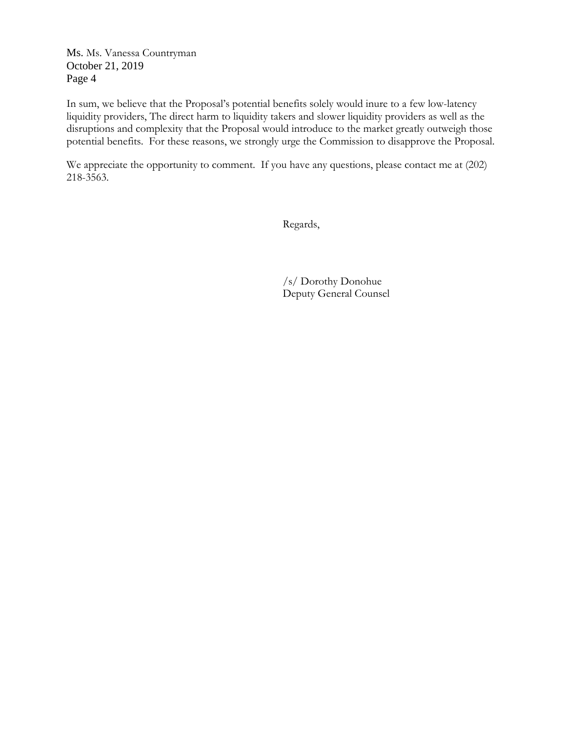In sum, we believe that the Proposal's potential benefits solely would inure to a few low-latency liquidity providers, The direct harm to liquidity takers and slower liquidity providers as well as the disruptions and complexity that the Proposal would introduce to the market greatly outweigh those potential benefits. For these reasons, we strongly urge the Commission to disapprove the Proposal.

We appreciate the opportunity to comment. If you have any questions, please contact me at (202) 218-3563.

Regards,

/s/ Dorothy Donohue
Deputy General Counsel